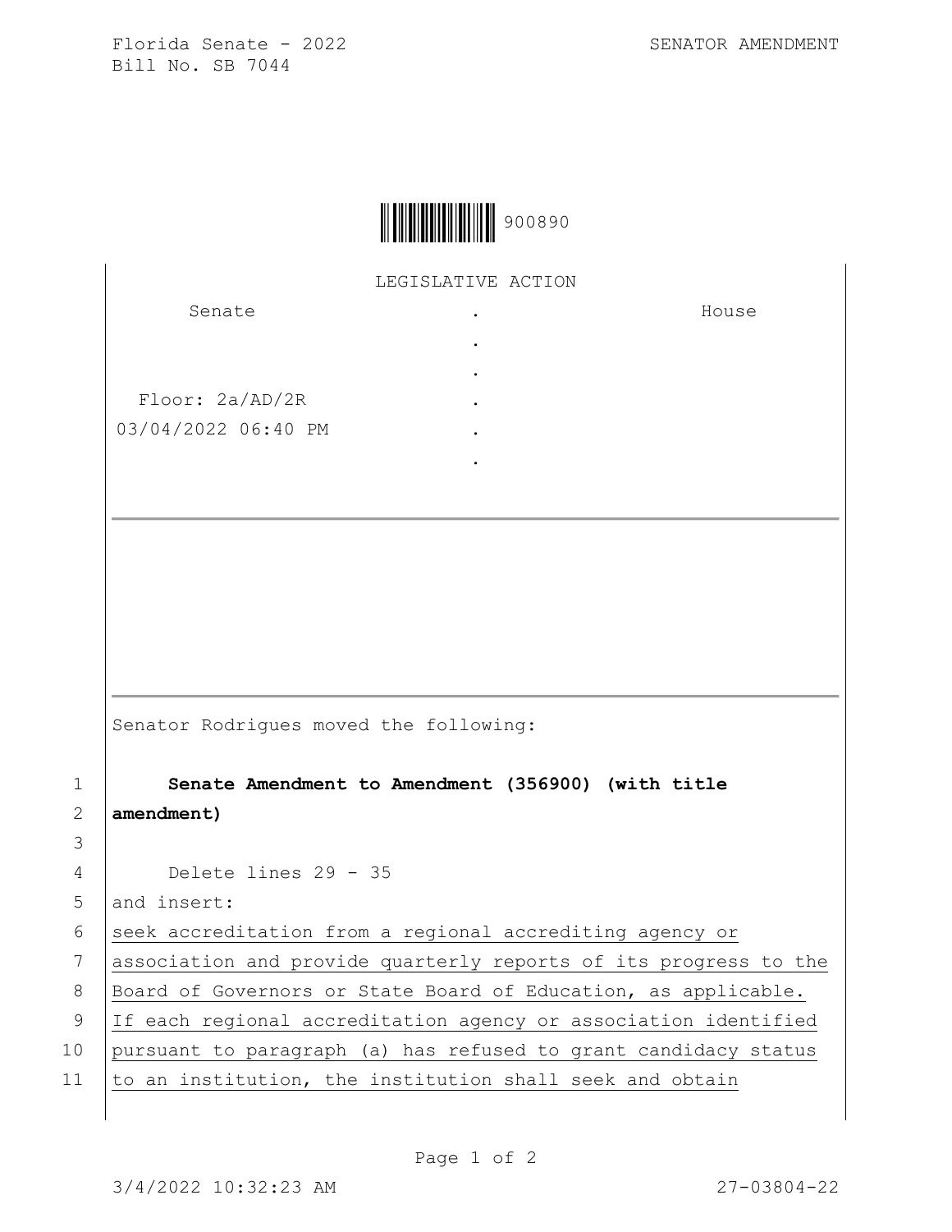Florida Senate - 2022
Bill No. SB 7044

SENATOR AMENDMENT

900890

LEGISLATIVE ACTION

| Senate | . | House |
|---|---|---|
| | . | |
| | . | |
| Floor: 2a/AD/2R | . | |
| 03/04/2022 06:40 PM | . | |
| | . | |

Senator Rodrigues moved the following:

1 **Senate Amendment to Amendment (356900) (with title**
2 **amendment)**
3
4 Delete lines 29 - 35
5 and insert:
6 seek accreditation from a regional accrediting agency or
7 association and provide quarterly reports of its progress to the
8 Board of Governors or State Board of Education, as applicable.
9 If each regional accreditation agency or association identified
10 pursuant to paragraph (a) has refused to grant candidacy status
11 to an institution, the institution shall seek and obtain

3/4/2022 10:32:23 AM 27-03804-22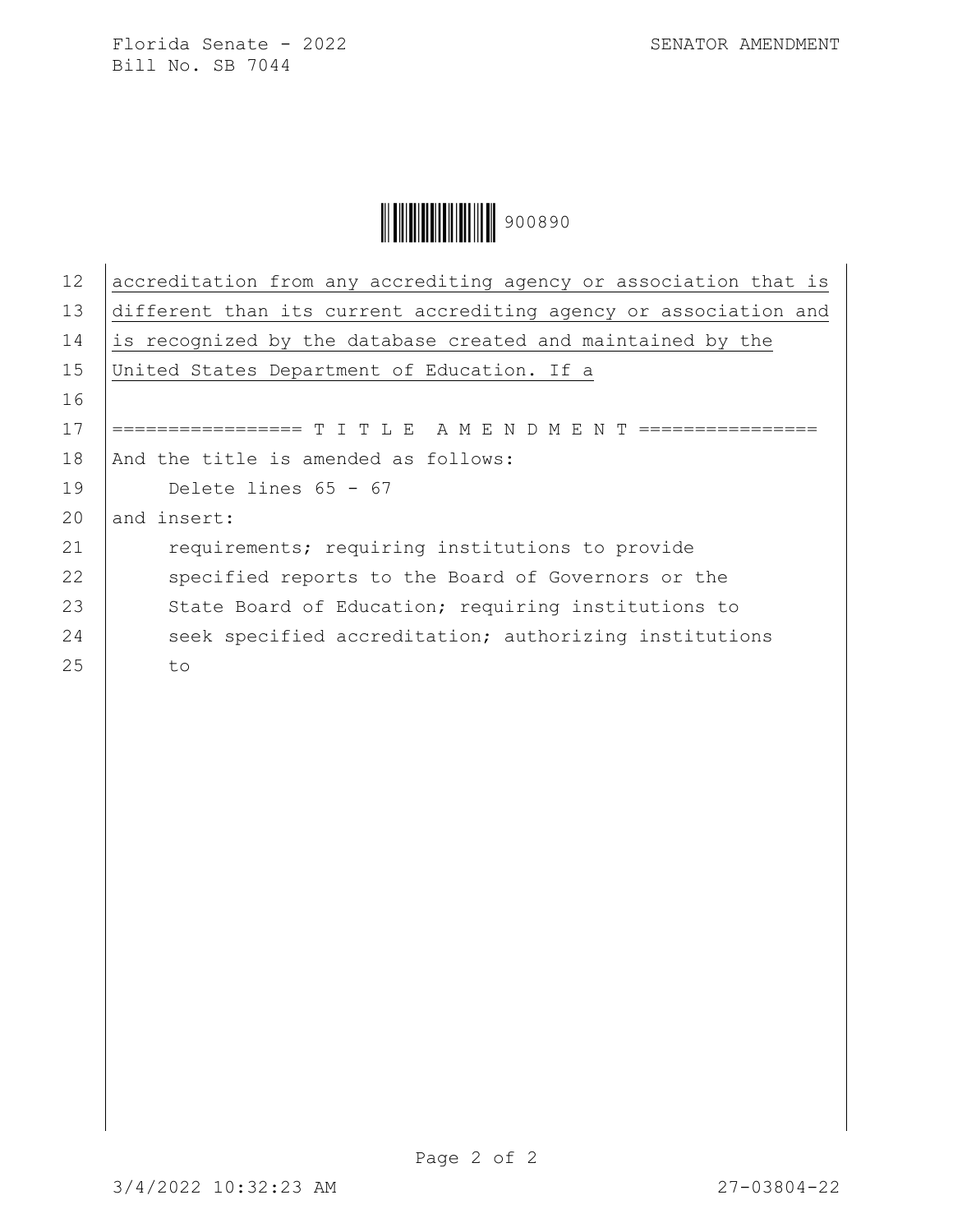accreditation from any accrediting agency or association that is different than its current accrediting agency or association and is recognized by the database created and maintained by the United States Department of Education. If a

================= T I T L E A M E N D M E N T ================

And the title is amended as follows:

Delete lines 65 - 67

and insert:

requirements; requiring institutions to provide specified reports to the Board of Governors or the State Board of Education; requiring institutions to seek specified accreditation; authorizing institutions to